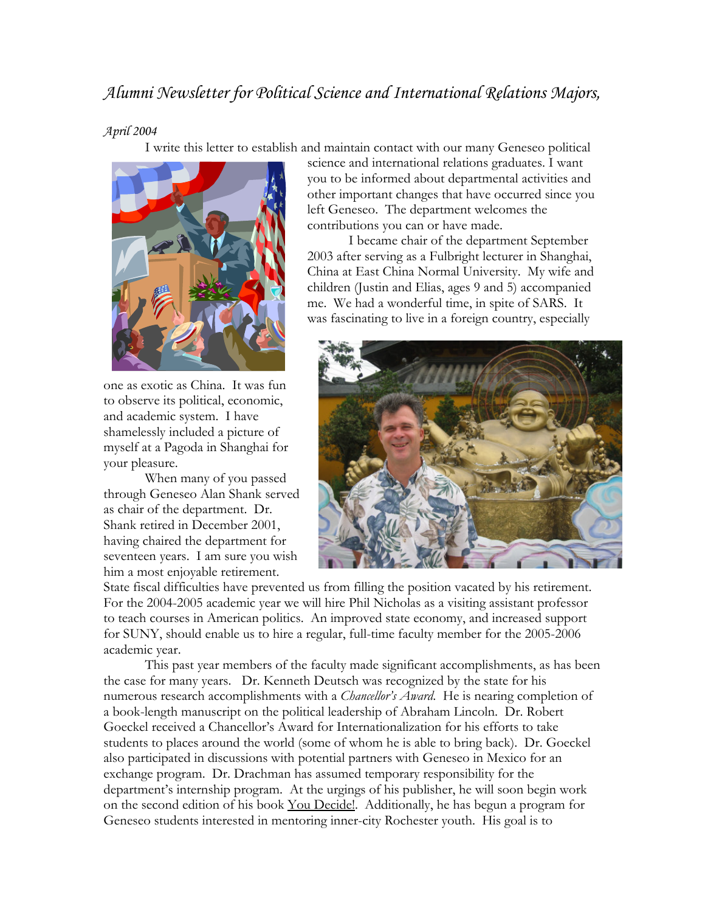# *Alumni Newsletter for Political Science and International Relations Majors,*

*April 2004*

I write this letter to establish and maintain contact with our many Geneseo political science and international relations graduates. I want you to be informed about departmental activities and other important changes that have occurred since you left Geneseo. The department welcomes the contributions you can or have made.

I became chair of the department September 2003 after serving as a Fulbright lecturer in Shanghai, China at East China Normal University. My wife and children (Justin and Elias, ages 9 and 5) accompanied me. We had a wonderful time, in spite of SARS. It was fascinating to live in a foreign country, especially one as exotic as China. It was fun to observe its political, economic, and academic system. I have shamelessly included a picture of myself at a Pagoda in Shanghai for your pleasure.

When many of you passed through Geneseo Alan Shank served as chair of the department. Dr. Shank retired in December 2001, having chaired the department for seventeen years. I am sure you wish him a most enjoyable retirement. State fiscal difficulties have prevented us from filling the position vacated by his retirement. For the 2004-2005 academic year we will hire Phil Nicholas as a visiting assistant professor to teach courses in American politics. An improved state economy, and increased support for SUNY, should enable us to hire a regular, full-time faculty member for the 2005-2006 academic year.

This past year members of the faculty made significant accomplishments, as has been the case for many years. Dr. Kenneth Deutsch was recognized by the state for his numerous research accomplishments with a *Chancellor's Award*. He is nearing completion of a book-length manuscript on the political leadership of Abraham Lincoln. Dr. Robert Goeckel received a Chancellor's Award for Internationalization for his efforts to take students to places around the world (some of whom he is able to bring back). Dr. Goeckel also participated in discussions with potential partners with Geneseo in Mexico for an exchange program. Dr. Drachman has assumed temporary responsibility for the department's internship program. At the urgings of his publisher, he will soon begin work on the second edition of his book <u>You Decide!</u>. Additionally, he has begun a program for Geneseo students interested in mentoring inner-city Rochester youth. His goal is to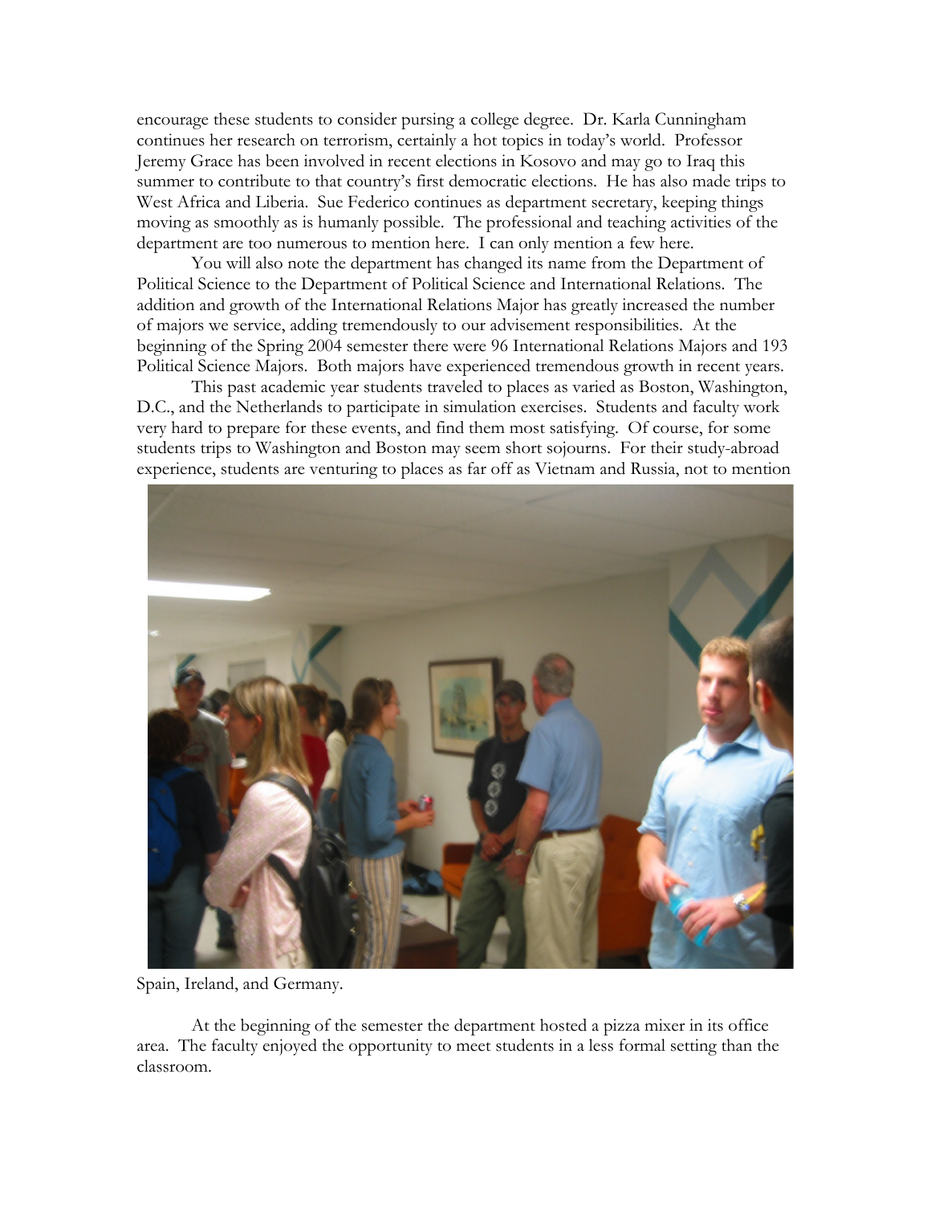encourage these students to consider pursing a college degree. Dr. Karla Cunningham continues her research on terrorism, certainly a hot topics in today's world. Professor Jeremy Grace has been involved in recent elections in Kosovo and may go to Iraq this summer to contribute to that country's first democratic elections. He has also made trips to West Africa and Liberia. Sue Federico continues as department secretary, keeping things moving as smoothly as is humanly possible. The professional and teaching activities of the department are too numerous to mention here. I can only mention a few here.

You will also note the department has changed its name from the Department of Political Science to the Department of Political Science and International Relations. The addition and growth of the International Relations Major has greatly increased the number of majors we service, adding tremendously to our advisement responsibilities. At the beginning of the Spring 2004 semester there were 96 International Relations Majors and 193 Political Science Majors. Both majors have experienced tremendous growth in recent years.

This past academic year students traveled to places as varied as Boston, Washington, D.C., and the Netherlands to participate in simulation exercises. Students and faculty work very hard to prepare for these events, and find them most satisfying. Of course, for some students trips to Washington and Boston may seem short sojourns. For their study-abroad experience, students are venturing to places as far off as Vietnam and Russia, not to mention Spain, Ireland, and Germany.

At the beginning of the semester the department hosted a pizza mixer in its office area. The faculty enjoyed the opportunity to meet students in a less formal setting than the classroom.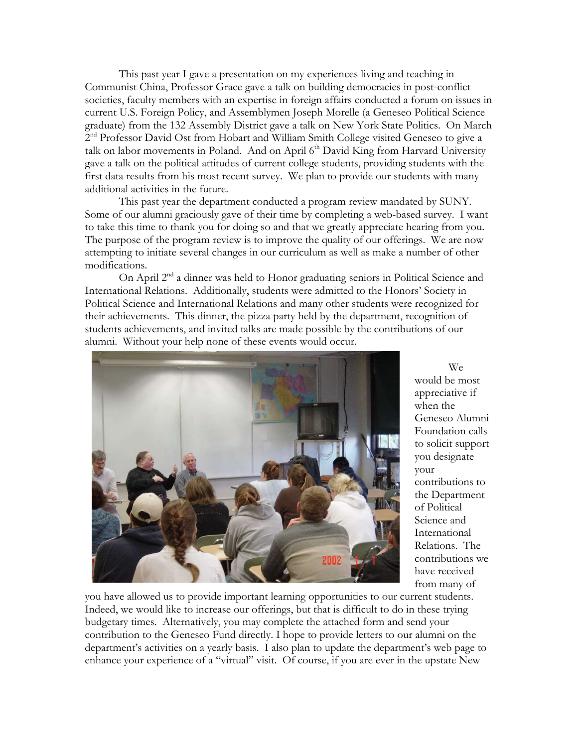This past year I gave a presentation on my experiences living and teaching in Communist China, Professor Grace gave a talk on building democracies in post-conflict societies, faculty members with an expertise in foreign affairs conducted a forum on issues in current U.S. Foreign Policy, and Assemblymen Joseph Morelle (a Geneseo Political Science graduate) from the 132 Assembly District gave a talk on New York State Politics. On March 2nd Professor David Ost from Hobart and William Smith College visited Geneseo to give a talk on labor movements in Poland. And on April 6th David King from Harvard University gave a talk on the political attitudes of current college students, providing students with the first data results from his most recent survey. We plan to provide our students with many additional activities in the future.

This past year the department conducted a program review mandated by SUNY. Some of our alumni graciously gave of their time by completing a web-based survey. I want to take this time to thank you for doing so and that we greatly appreciate hearing from you. The purpose of the program review is to improve the quality of our offerings. We are now attempting to initiate several changes in our curriculum as well as make a number of other modifications.

On April 2nd a dinner was held to Honor graduating seniors in Political Science and International Relations. Additionally, students were admitted to the Honors' Society in Political Science and International Relations and many other students were recognized for their achievements. This dinner, the pizza party held by the department, recognition of students achievements, and invited talks are made possible by the contributions of our alumni. Without your help none of these events would occur.

We would be most appreciative if when the Geneseo Alumni Foundation calls to solicit support you designate your contributions to the Department of Political Science and International Relations. The contributions we have received from many of you have allowed us to provide important learning opportunities to our current students. Indeed, we would like to increase our offerings, but that is difficult to do in these trying budgetary times. Alternatively, you may complete the attached form and send your contribution to the Geneseo Fund directly. I hope to provide letters to our alumni on the department's activities on a yearly basis. I also plan to update the department's web page to enhance your experience of a "virtual" visit. Of course, if you are ever in the upstate New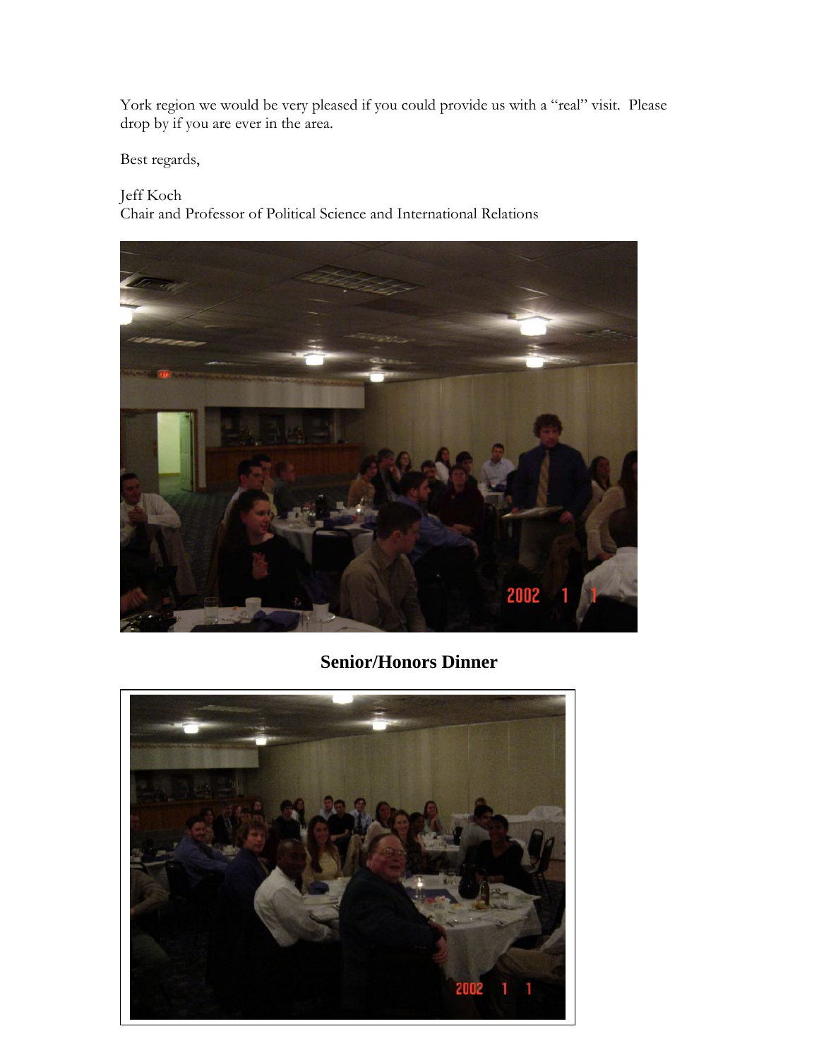York region we would be very pleased if you could provide us with a "real" visit. Please drop by if you are ever in the area.

Best regards,

Jeff Koch
Chair and Professor of Political Science and International Relations

**Senior/Honors Dinner**